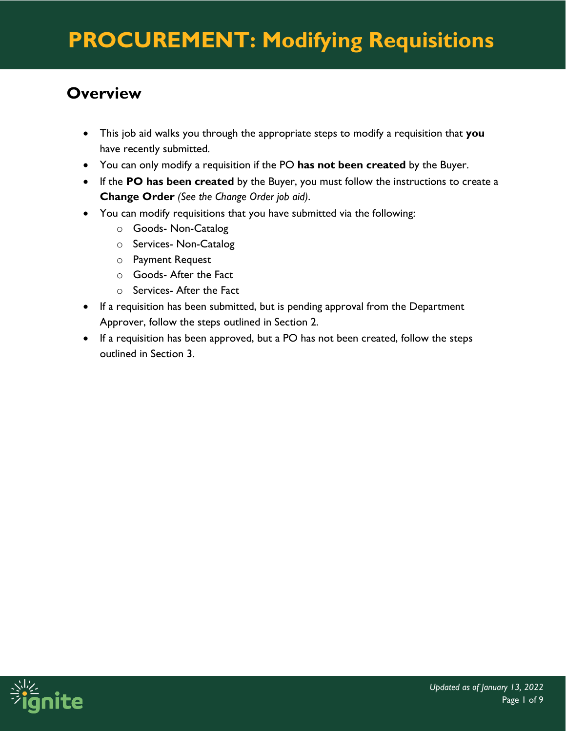# PROCUREMENT: Modifying Requisitions

## Overview

- This job aid walks you through the appropriate steps to modify a requisition that **you** have recently submitted.
- You can only modify a requisition if the PO **has not been created** by the Buyer.
- If the **PO has been created** by the Buyer, you must follow the instructions to create a **Change Order** *(See the Change Order job aid)*.
- You can modify requisitions that you have submitted via the following:
  - Goods- Non-Catalog
  - Services- Non-Catalog
  - Payment Request
  - Goods- After the Fact
  - Services- After the Fact
- If a requisition has been submitted, but is pending approval from the Department Approver, follow the steps outlined in Section 2.
- If a requisition has been approved, but a PO has not been created, follow the steps outlined in Section 3.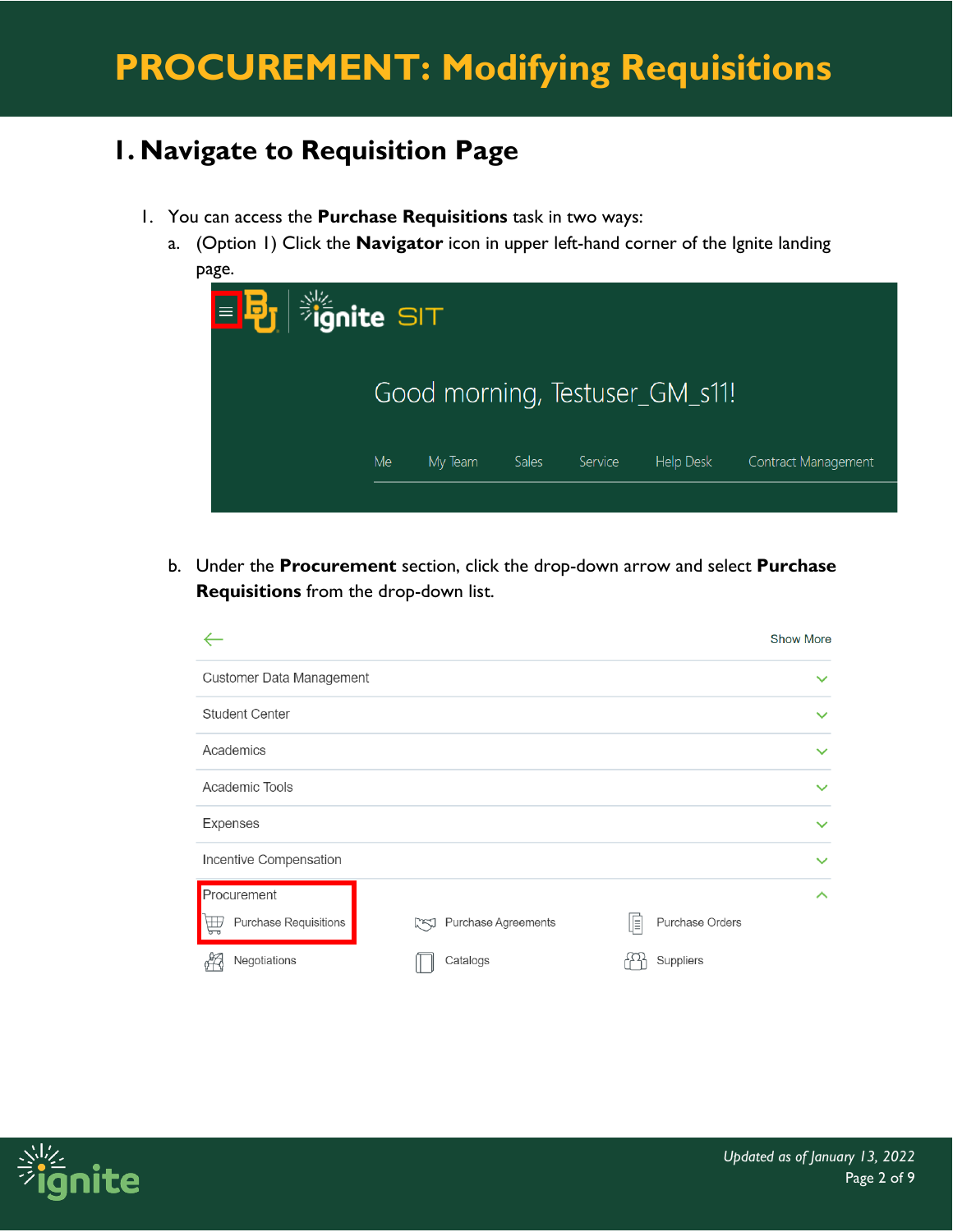# PROCUREMENT: Modifying Requisitions

## 1. Navigate to Requisition Page

1. You can access the **Purchase Requisitions** task in two ways:
   a. (Option 1) Click the **Navigator** icon in upper left-hand corner of the Ignite landing page.

   b. Under the **Procurement** section, click the drop-down arrow and select **Purchase Requisitions** from the drop-down list.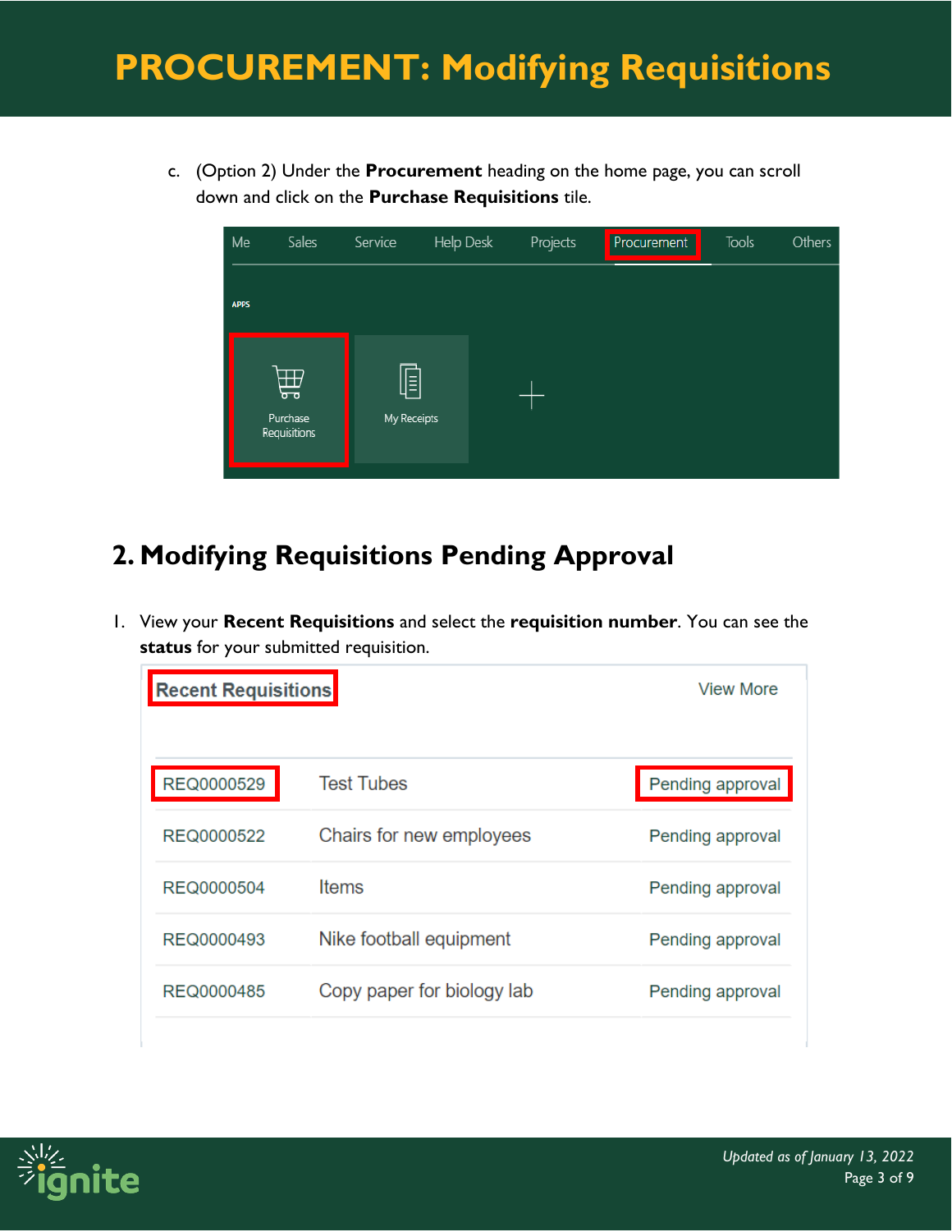# PROCUREMENT: Modifying Requisitions

c. (Option 2) Under the **Procurement** heading on the home page, you can scroll down and click on the **Purchase Requisitions** tile.

## 2. Modifying Requisitions Pending Approval

1. View your **Recent Requisitions** and select the **requisition number**. You can see the **status** for your submitted requisition.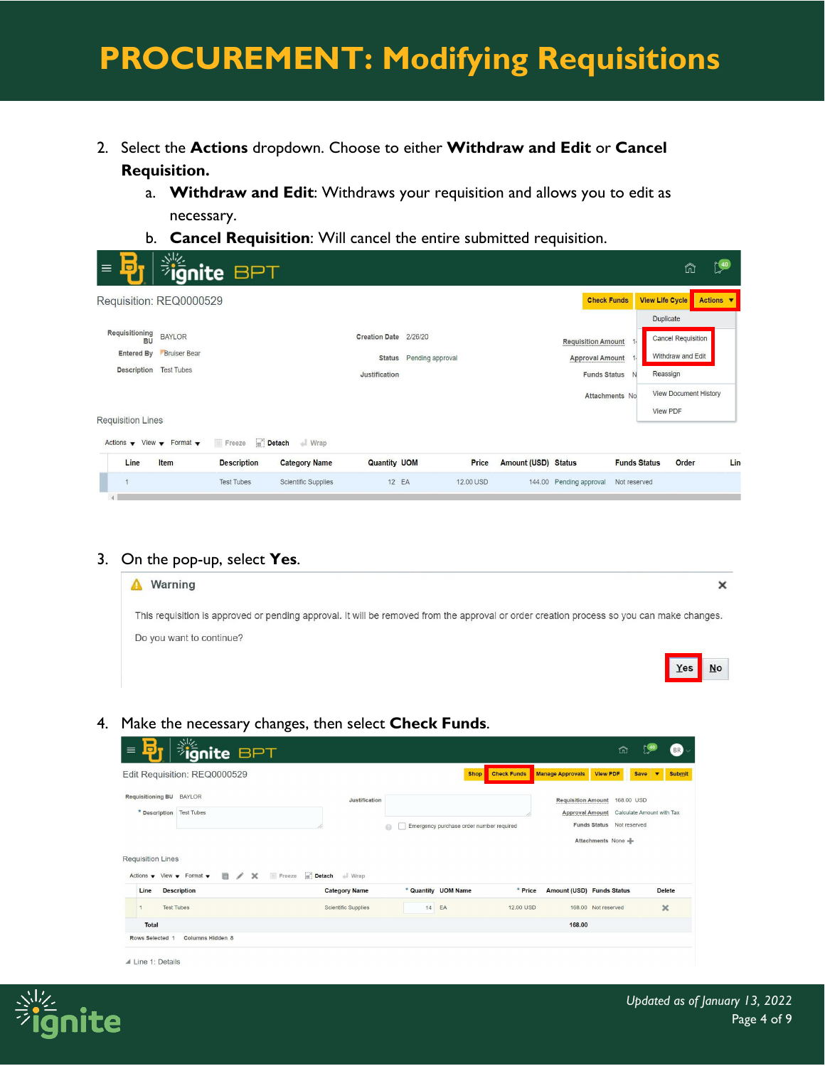# PROCUREMENT: Modifying Requisitions

2. Select the **Actions** dropdown. Choose to either **Withdraw and Edit** or **Cancel Requisition.**
   a. **Withdraw and Edit**: Withdraws your requisition and allows you to edit as necessary.
   b. **Cancel Requisition**: Will cancel the entire submitted requisition.

3. On the pop-up, select **Yes**.

4. Make the necessary changes, then select **Check Funds**.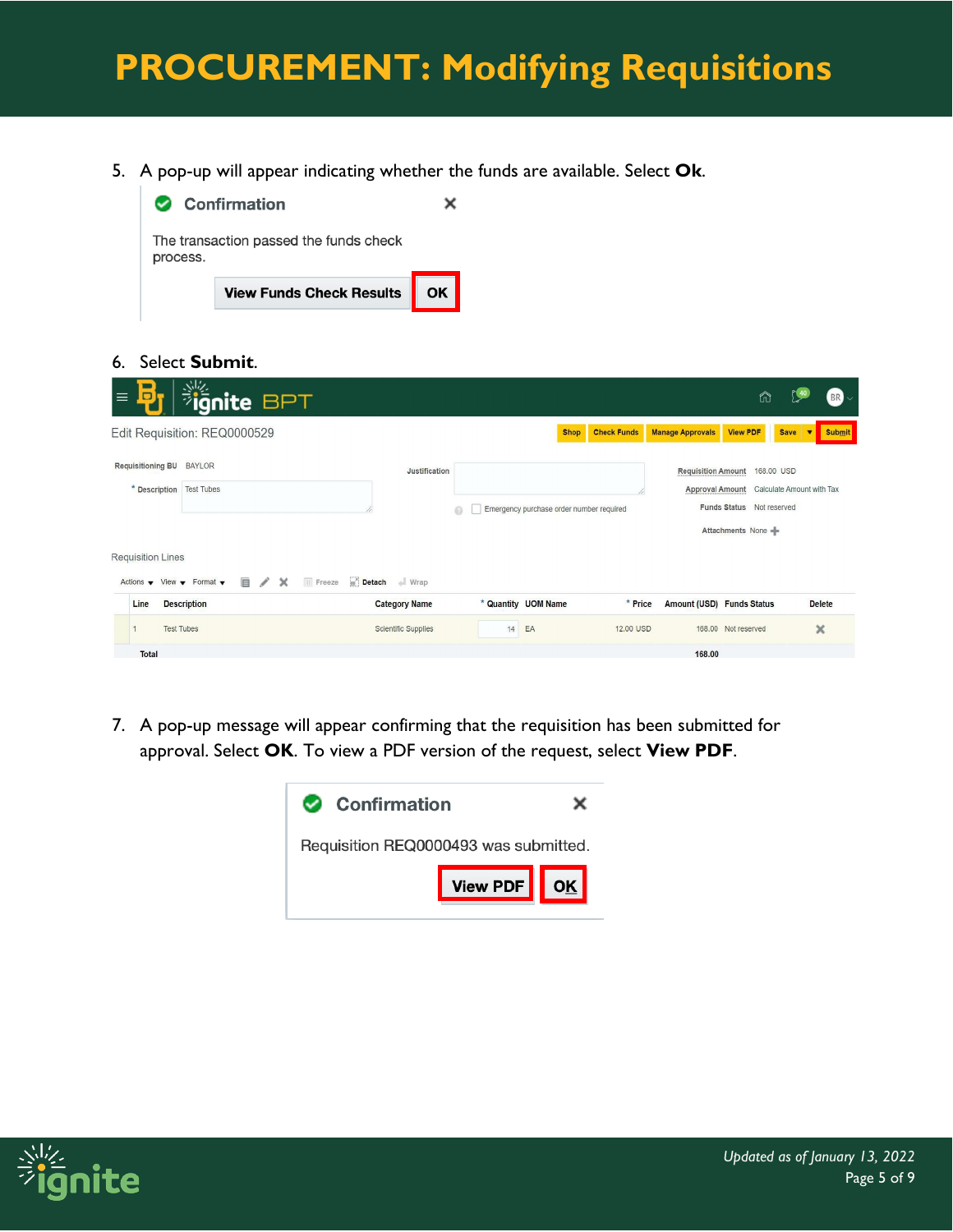# PROCUREMENT: Modifying Requisitions

5. A pop-up will appear indicating whether the funds are available. Select **Ok**.

**Confirmation**

The transaction passed the funds check process.

View Funds Check Results | OK

6. Select **Submit**.

Edit Requisition: REQ0000529

Shop | Check Funds | Manage Approvals | View PDF | Save | Submit

Requisitioning BU: BAYLOR
* Description: Test Tubes
Justification:
Emergency purchase order number required
Requisition Amount: 168.00 USD
Approval Amount: Calculate Amount with Tax
Funds Status: Not reserved
Attachments: None

Requisition Lines

| Line | Description | Category Name | * Quantity | UOM Name | * Price | Amount (USD) | Funds Status | Delete |
|---|---|---|---|---|---|---|---|---|
| 1 | Test Tubes | Scientific Supplies | 14 | EA | 12.00 USD | 168.00 | Not reserved | ✕ |
| Total | | | | | | 168.00 | | |

7. A pop-up message will appear confirming that the requisition has been submitted for approval. Select **OK**. To view a PDF version of the request, select **View PDF**.

**Confirmation**

Requisition REQ0000493 was submitted.

View PDF | OK

*Updated as of January 13, 2022*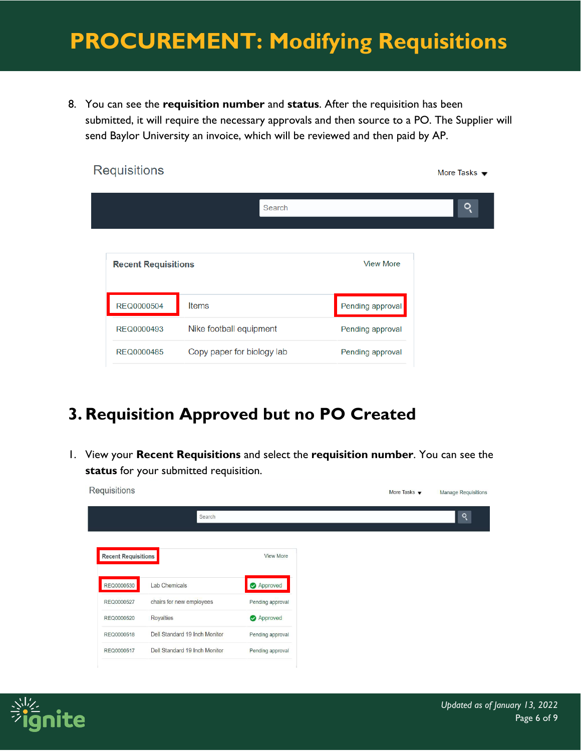8. You can see the **requisition number** and **status**. After the requisition has been submitted, it will require the necessary approvals and then source to a PO. The Supplier will send Baylor University an invoice, which will be reviewed and then paid by AP.

Requisitions

More Tasks

Search

Recent Requisitions | View More

| | | |
|---|---|---|
| REQ0000504 | Items | Pending approval |
| REQ0000493 | Nike football equipment | Pending approval |
| REQ0000485 | Copy paper for biology lab | Pending approval |

## 3. Requisition Approved but no PO Created

1. View your **Recent Requisitions** and select the **requisition number**. You can see the **status** for your submitted requisition.

Requisitions

More Tasks | Manage Requisitions

Search

Recent Requisitions | View More

| | | |
|---|---|---|
| REQ0000530 | Lab Chemicals | Approved |
| REQ0000527 | chairs for new employees | Pending approval |
| REQ0000520 | Royalties | Approved |
| REQ0000518 | Dell Standard 19 Inch Monitor | Pending approval |
| REQ0000517 | Dell Standard 19 Inch Monitor | Pending approval |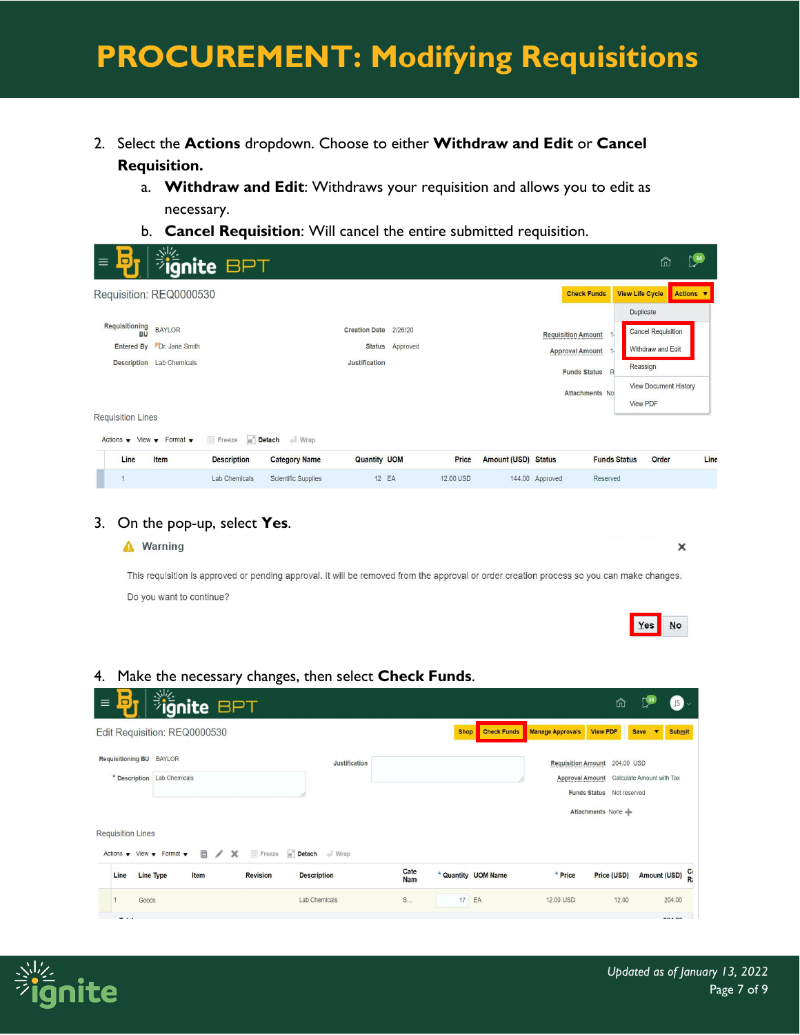# PROCUREMENT: Modifying Requisitions

2. Select the **Actions** dropdown. Choose to either **Withdraw and Edit** or **Cancel Requisition.**
    a. **Withdraw and Edit**: Withdraws your requisition and allows you to edit as necessary.
    b. **Cancel Requisition**: Will cancel the entire submitted requisition.

3. On the pop-up, select **Yes**.

4. Make the necessary changes, then select **Check Funds**.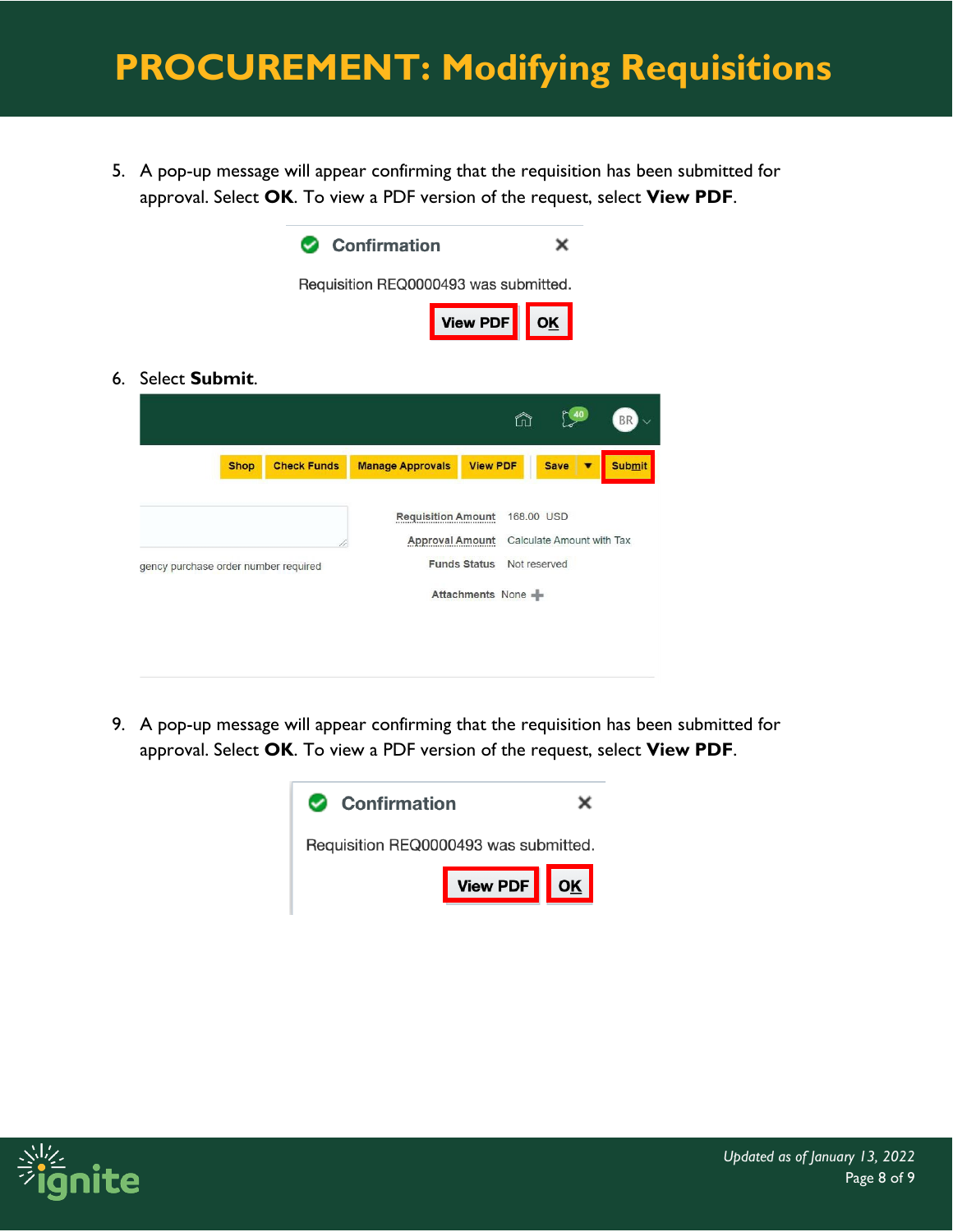# PROCUREMENT: Modifying Requisitions

5. A pop-up message will appear confirming that the requisition has been submitted for approval. Select **OK**. To view a PDF version of the request, select **View PDF**.

6. Select **Submit**.

9. A pop-up message will appear confirming that the requisition has been submitted for approval. Select **OK**. To view a PDF version of the request, select **View PDF**.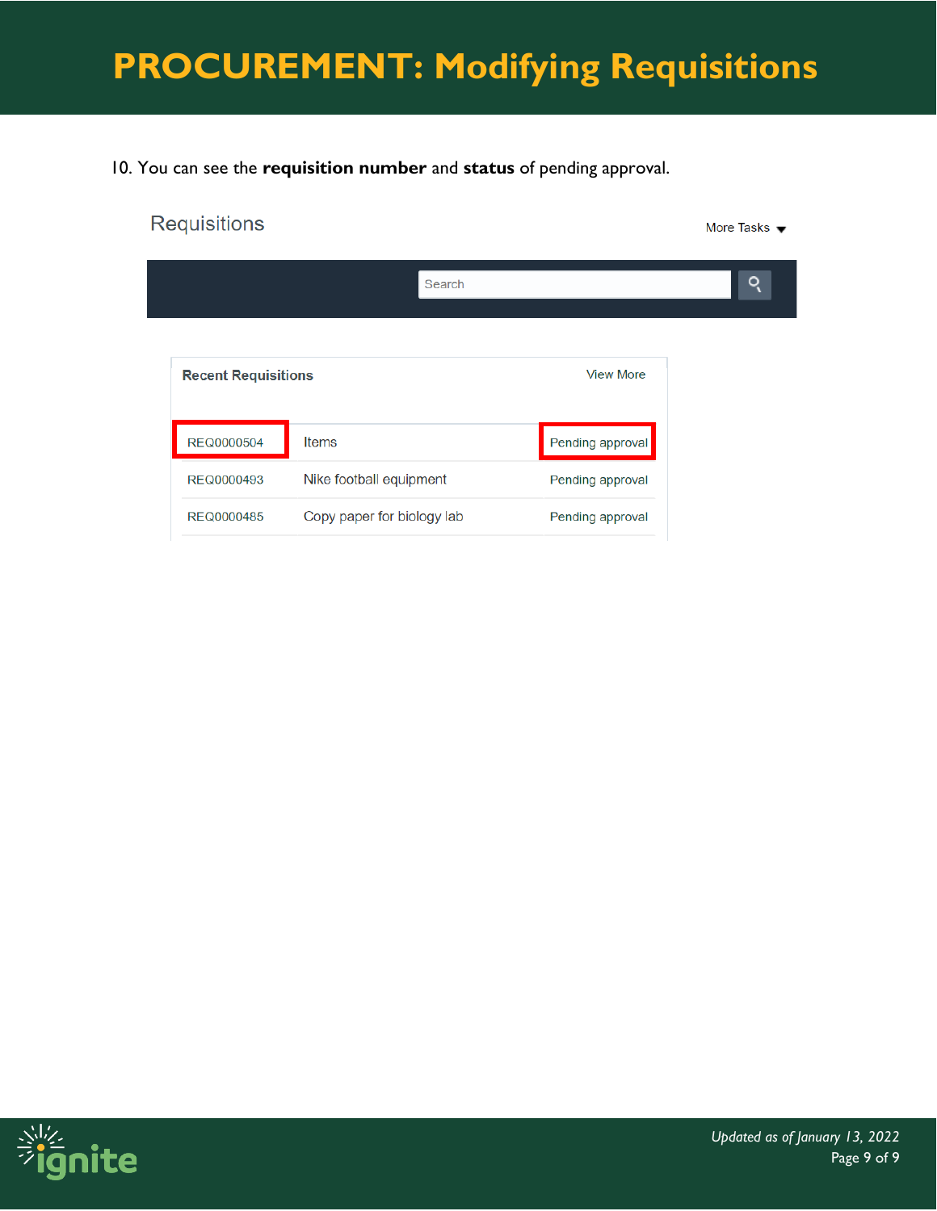# PROCUREMENT: Modifying Requisitions

10. You can see the **requisition number** and **status** of pending approval.

Requisitions

More Tasks

Search

Recent Requisitions

View More

| | | |
|---|---|---|
| REQ0000504 | Items | Pending approval |
| REQ0000493 | Nike football equipment | Pending approval |
| REQ0000485 | Copy paper for biology lab | Pending approval |